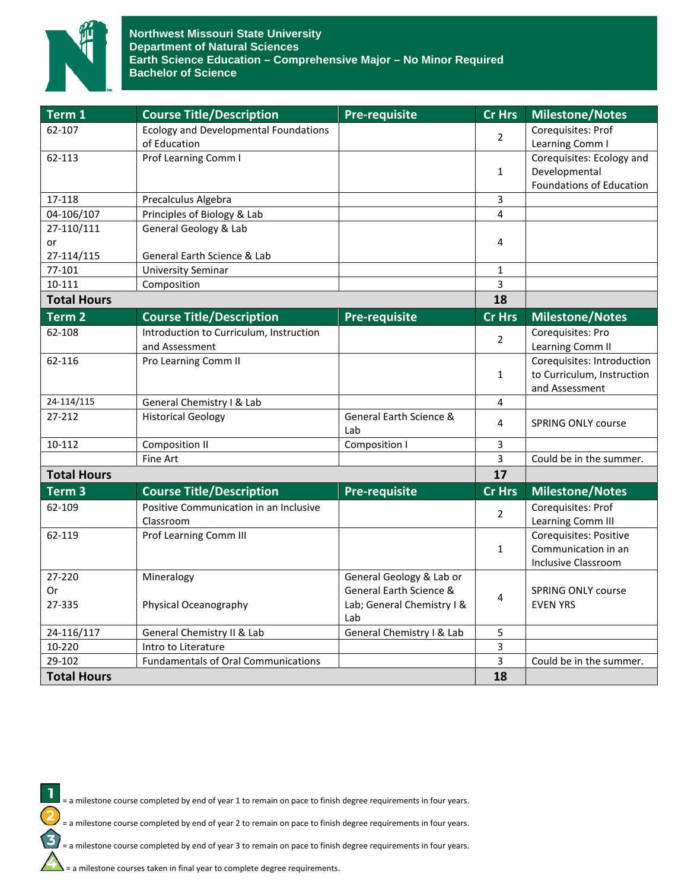# Northwest Missouri State University
## Department of Natural Sciences
## Earth Science Education – Comprehensive Major – No Minor Required
## Bachelor of Science

| Term 1 | Course Title/Description | Pre-requisite | Cr Hrs | Milestone/Notes |
|---|---|---|---|---|
| 62-107 | Ecology and Developmental Foundations of Education | | 2 | Corequisites: Prof Learning Comm I |
| 62-113 | Prof Learning Comm I | | 1 | Corequisites: Ecology and Developmental Foundations of Education |
| 17-118 | Precalculus Algebra | | 3 | |
| 04-106/107 | Principles of Biology & Lab | | 4 | |
| 27-110/111 or 27-114/115 | General Geology & Lab<br>General Earth Science & Lab | | 4 | |
| 77-101 | University Seminar | | 1 | |
| 10-111 | Composition | | 3 | |
| **Total Hours** | | | **18** | |

| Term 2 | Course Title/Description | Pre-requisite | Cr Hrs | Milestone/Notes |
|---|---|---|---|---|
| 62-108 | Introduction to Curriculum, Instruction and Assessment | | 2 | Corequisites: Pro Learning Comm II |
| 62-116 | Pro Learning Comm II | | 1 | Corequisites: Introduction to Curriculum, Instruction and Assessment |
| 24-114/115 | General Chemistry I & Lab | | 4 | |
| 27-212 | Historical Geology | General Earth Science & Lab | 4 | SPRING ONLY course |
| 10-112 | Composition II | Composition I | 3 | |
| | Fine Art | | 3 | Could be in the summer. |
| **Total Hours** | | | **17** | |

| Term 3 | Course Title/Description | Pre-requisite | Cr Hrs | Milestone/Notes |
|---|---|---|---|---|
| 62-109 | Positive Communication in an Inclusive Classroom | | 2 | Corequisites: Prof Learning Comm III |
| 62-119 | Prof Learning Comm III | | 1 | Corequisites: Positive Communication in an Inclusive Classroom |
| 27-220 Or 27-335 | Mineralogy<br>Physical Oceanography | General Geology & Lab or General Earth Science & Lab; General Chemistry I & Lab | 4 | SPRING ONLY course EVEN YRS |
| 24-116/117 | General Chemistry II & Lab | General Chemistry I & Lab | 5 | |
| 10-220 | Intro to Literature | | 3 | |
| 29-102 | Fundamentals of Oral Communications | | 3 | Could be in the summer. |
| **Total Hours** | | | **18** | |

1 = a milestone course completed by end of year 1 to remain on pace to finish degree requirements in four years.

2 = a milestone course completed by end of year 2 to remain on pace to finish degree requirements in four years.

3 = a milestone course completed by end of year 3 to remain on pace to finish degree requirements in four years.

4 = a milestone courses taken in final year to complete degree requirements.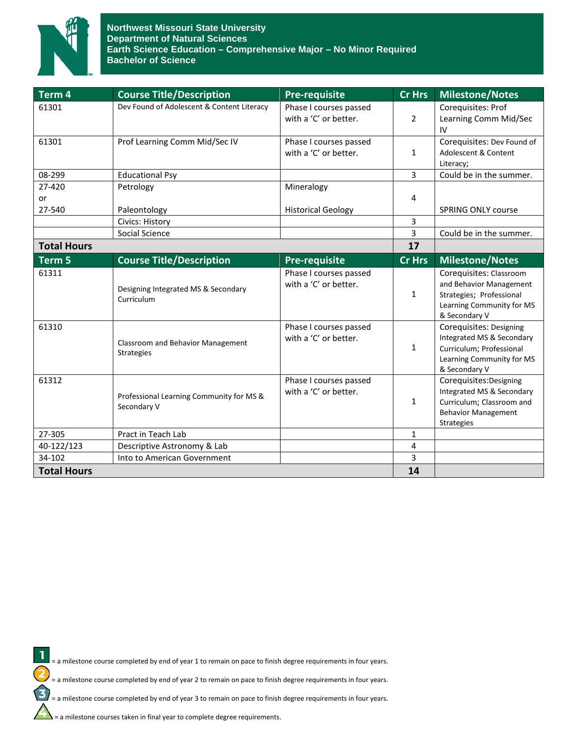**Northwest Missouri State University**
**Department of Natural Sciences**
**Earth Science Education – Comprehensive Major – No Minor Required**
**Bachelor of Science**

| Term 4 | Course Title/Description | Pre-requisite | Cr Hrs | Milestone/Notes |
|---|---|---|---|---|
| 61301 | Dev Found of Adolescent & Content Literacy | Phase I courses passed with a 'C' or better. | 2 | Corequisites: Prof Learning Comm Mid/Sec IV |
| 61301 | Prof Learning Comm Mid/Sec IV | Phase I courses passed with a 'C' or better. | 1 | Corequisites: Dev Found of Adolescent & Content Literacy; |
| 08-299 | Educational Psy | | 3 | Could be in the summer. |
| 27-420 or 27-540 | Petrology<br><br>Paleontology | Mineralogy<br><br>Historical Geology | 4 | <br><br>SPRING ONLY course |
| | Civics: History | | 3 | |
| | Social Science | | 3 | Could be in the summer. |
| **Total Hours** | | | **17** | |
| **Term 5** | **Course Title/Description** | **Pre-requisite** | **Cr Hrs** | **Milestone/Notes** |
| 61311 | Designing Integrated MS & Secondary Curriculum | Phase I courses passed with a 'C' or better. | 1 | Corequisites: Classroom and Behavior Management Strategies; Professional Learning Community for MS & Secondary V |
| 61310 | Classroom and Behavior Management Strategies | Phase I courses passed with a 'C' or better. | 1 | Corequisites: Designing Integrated MS & Secondary Curriculum; Professional Learning Community for MS & Secondary V |
| 61312 | Professional Learning Community for MS & Secondary V | Phase I courses passed with a 'C' or better. | 1 | Corequisites:Designing Integrated MS & Secondary Curriculum; Classroom and Behavior Management Strategies |
| 27-305 | Pract in Teach Lab | | 1 | |
| 40-122/123 | Descriptive Astronomy & Lab | | 4 | |
| 34-102 | Into to American Government | | 3 | |
| **Total Hours** | | | **14** | |

1 = a milestone course completed by end of year 1 to remain on pace to finish degree requirements in four years.

2 = a milestone course completed by end of year 2 to remain on pace to finish degree requirements in four years.

3 = a milestone course completed by end of year 3 to remain on pace to finish degree requirements in four years.

4 = a milestone courses taken in final year to complete degree requirements.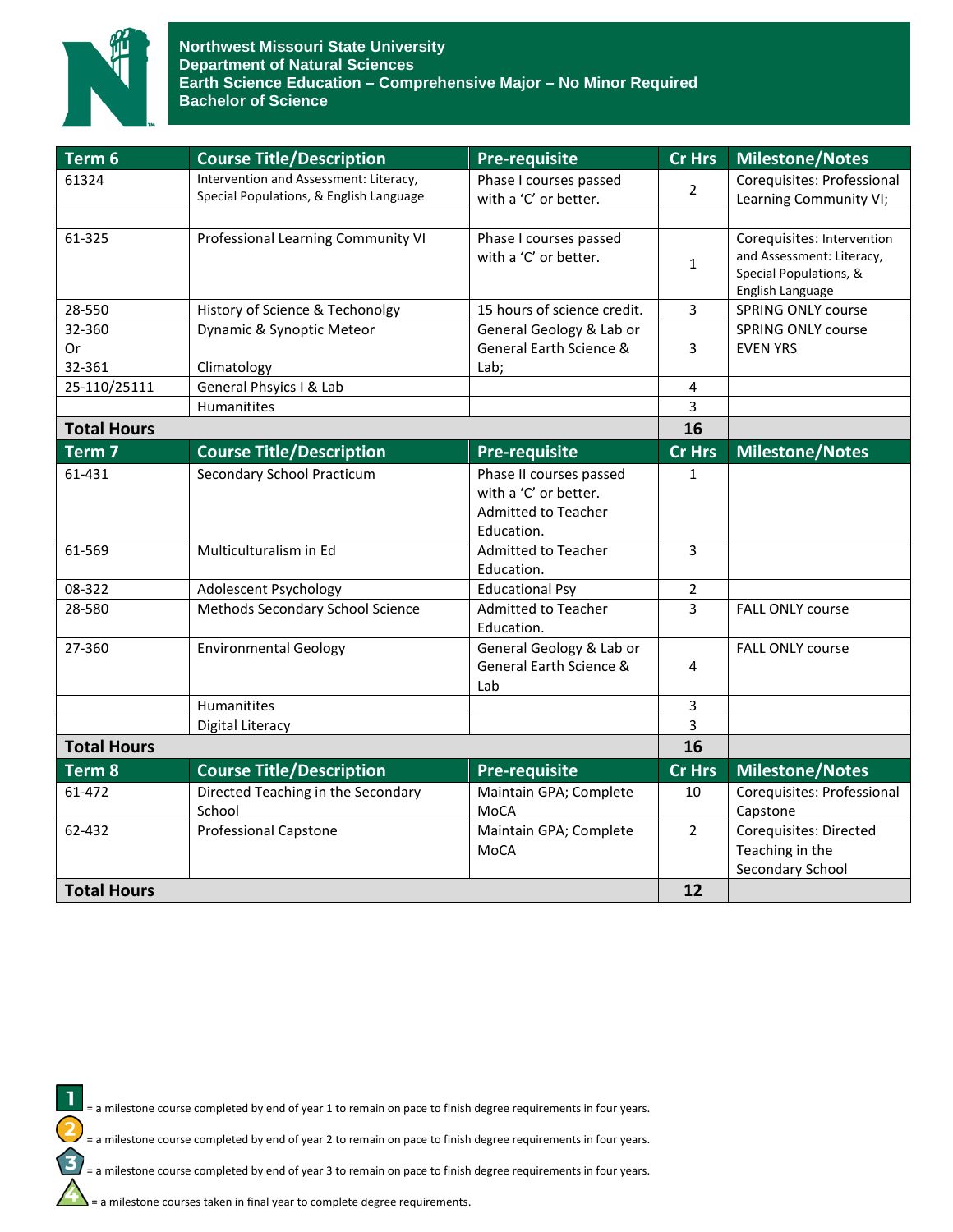**Northwest Missouri State University**
**Department of Natural Sciences**
**Earth Science Education – Comprehensive Major – No Minor Required**
**Bachelor of Science**

| Term 6 | Course Title/Description | Pre-requisite | Cr Hrs | Milestone/Notes |
|---|---|---|---|---|
| 61324 | Intervention and Assessment: Literacy, Special Populations, & English Language | Phase I courses passed with a 'C' or better. | 2 | Corequisites: Professional Learning Community VI; |
| | | | | |
| 61-325 | Professional Learning Community VI | Phase I courses passed with a 'C' or better. | 1 | Corequisites: Intervention and Assessment: Literacy, Special Populations, & English Language |
| 28-550 | History of Science & Techonolgy | 15 hours of science credit. | 3 | SPRING ONLY course |
| 32-360 Or 32-361 | Dynamic & Synoptic Meteor Climatology | General Geology & Lab or General Earth Science & Lab; | 3 | SPRING ONLY course EVEN YRS |
| 25-110/25111 | General Phsyics I & Lab | | 4 | |
| | Humanitites | | 3 | |
| **Total Hours** | | | **16** | |

| Term 7 | Course Title/Description | Pre-requisite | Cr Hrs | Milestone/Notes |
|---|---|---|---|---|
| 61-431 | Secondary School Practicum | Phase II courses passed with a 'C' or better. Admitted to Teacher Education. | 1 | |
| 61-569 | Multiculturalism in Ed | Admitted to Teacher Education. | 3 | |
| 08-322 | Adolescent Psychology | Educational Psy | 2 | |
| 28-580 | Methods Secondary School Science | Admitted to Teacher Education. | 3 | FALL ONLY course |
| 27-360 | Environmental Geology | General Geology & Lab or General Earth Science & Lab | 4 | FALL ONLY course |
| | Humanitites | | 3 | |
| | Digital Literacy | | 3 | |
| **Total Hours** | | | **16** | |

| Term 8 | Course Title/Description | Pre-requisite | Cr Hrs | Milestone/Notes |
|---|---|---|---|---|
| 61-472 | Directed Teaching in the Secondary School | Maintain GPA; Complete MoCA | 10 | Corequisites: Professional Capstone |
| 62-432 | Professional Capstone | Maintain GPA; Complete MoCA | 2 | Corequisites: Directed Teaching in the Secondary School |
| **Total Hours** | | | **12** | |

1 = a milestone course completed by end of year 1 to remain on pace to finish degree requirements in four years.

2 = a milestone course completed by end of year 2 to remain on pace to finish degree requirements in four years.

3 = a milestone course completed by end of year 3 to remain on pace to finish degree requirements in four years.

4 = a milestone courses taken in final year to complete degree requirements.